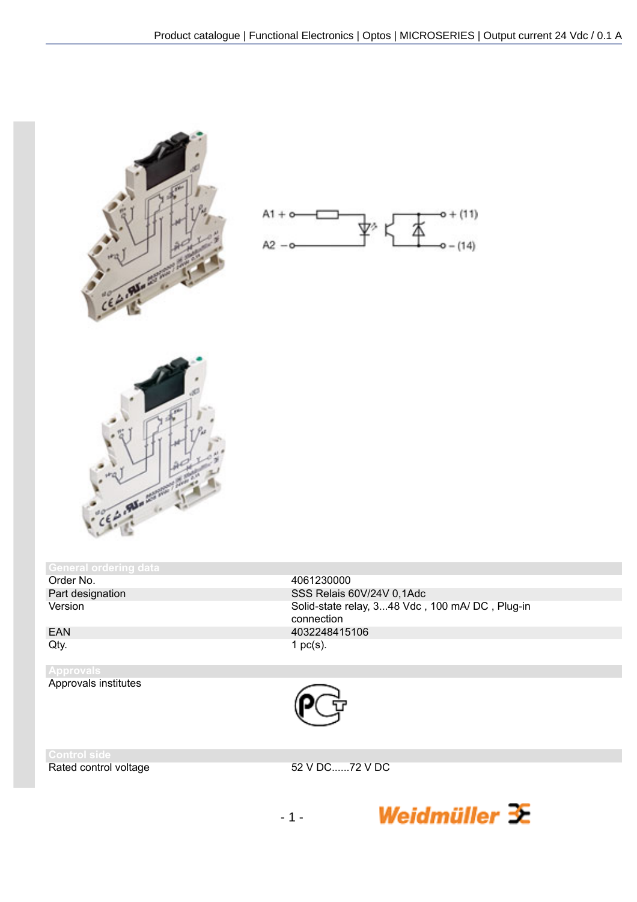## General ordering data

| | |
|---|---|
| Order No. | 4061230000 |
| Part designation | SSS Relais 60V/24V 0,1Adc |
| Version | Solid-state relay, 3...48 Vdc , 100 mA/ DC , Plug-in connection |
| EAN | 4032248415106 |
| Qty. | 1 pc(s). |

## Approvals

| | |
|---|---|
| Approvals institutes | |

## Control side

| | |
|---|---|
| Rated control voltage | 52 V DC......72 V DC |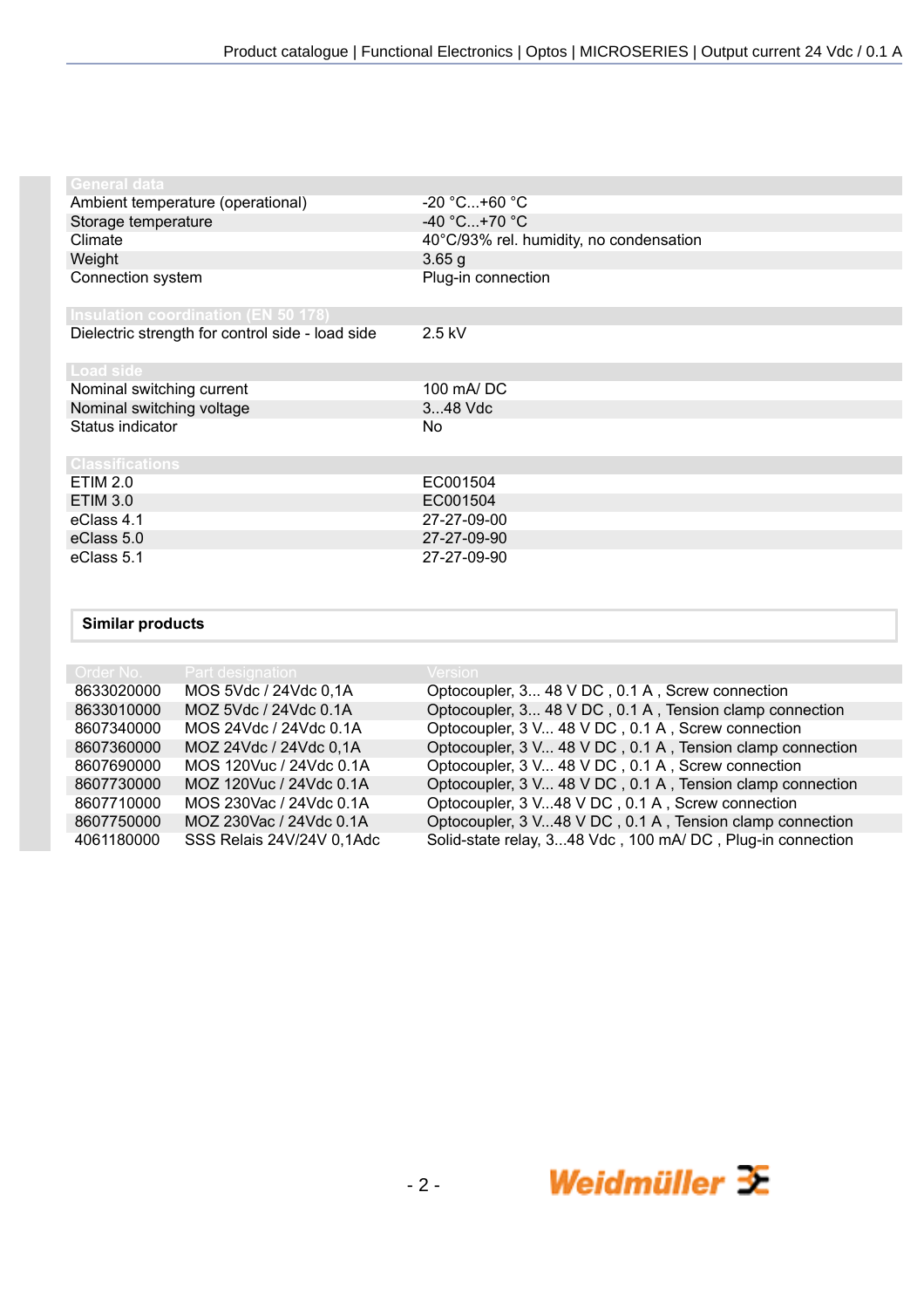| General data | |
| --- | --- |
| Ambient temperature (operational) | -20 °C...+60 °C |
| Storage temperature | -40 °C...+70 °C |
| Climate | 40°C/93% rel. humidity, no condensation |
| Weight | 3.65 g |
| Connection system | Plug-in connection |

| Insulation coordination (EN 50 178) | |
| --- | --- |
| Dielectric strength for control side - load side | 2.5 kV |

| Load side | |
| --- | --- |
| Nominal switching current | 100 mA/ DC |
| Nominal switching voltage | 3...48 Vdc |
| Status indicator | No |

| Classifications | |
| --- | --- |
| ETIM 2.0 | EC001504 |
| ETIM 3.0 | EC001504 |
| eClass 4.1 | 27-27-09-00 |
| eClass 5.0 | 27-27-09-90 |
| eClass 5.1 | 27-27-09-90 |

**Similar products**

| Order No. | Part designation | Version |
| --- | --- | --- |
| 8633020000 | MOS 5Vdc / 24Vdc 0,1A | Optocoupler, 3... 48 V DC , 0.1 A , Screw connection |
| 8633010000 | MOZ 5Vdc / 24Vdc 0.1A | Optocoupler, 3... 48 V DC , 0.1 A , Tension clamp connection |
| 8607340000 | MOS 24Vdc / 24Vdc 0.1A | Optocoupler, 3 V... 48 V DC , 0.1 A , Screw connection |
| 8607360000 | MOZ 24Vdc / 24Vdc 0,1A | Optocoupler, 3 V... 48 V DC , 0.1 A , Tension clamp connection |
| 8607690000 | MOS 120Vuc / 24Vdc 0.1A | Optocoupler, 3 V... 48 V DC , 0.1 A , Screw connection |
| 8607730000 | MOZ 120Vuc / 24Vdc 0.1A | Optocoupler, 3 V... 48 V DC , 0.1 A , Tension clamp connection |
| 8607710000 | MOS 230Vac / 24Vdc 0.1A | Optocoupler, 3 V...48 V DC , 0.1 A , Screw connection |
| 8607750000 | MOZ 230Vac / 24Vdc 0.1A | Optocoupler, 3 V...48 V DC , 0.1 A , Tension clamp connection |
| 4061180000 | SSS Relais 24V/24V 0,1Adc | Solid-state relay, 3...48 Vdc , 100 mA/ DC , Plug-in connection |